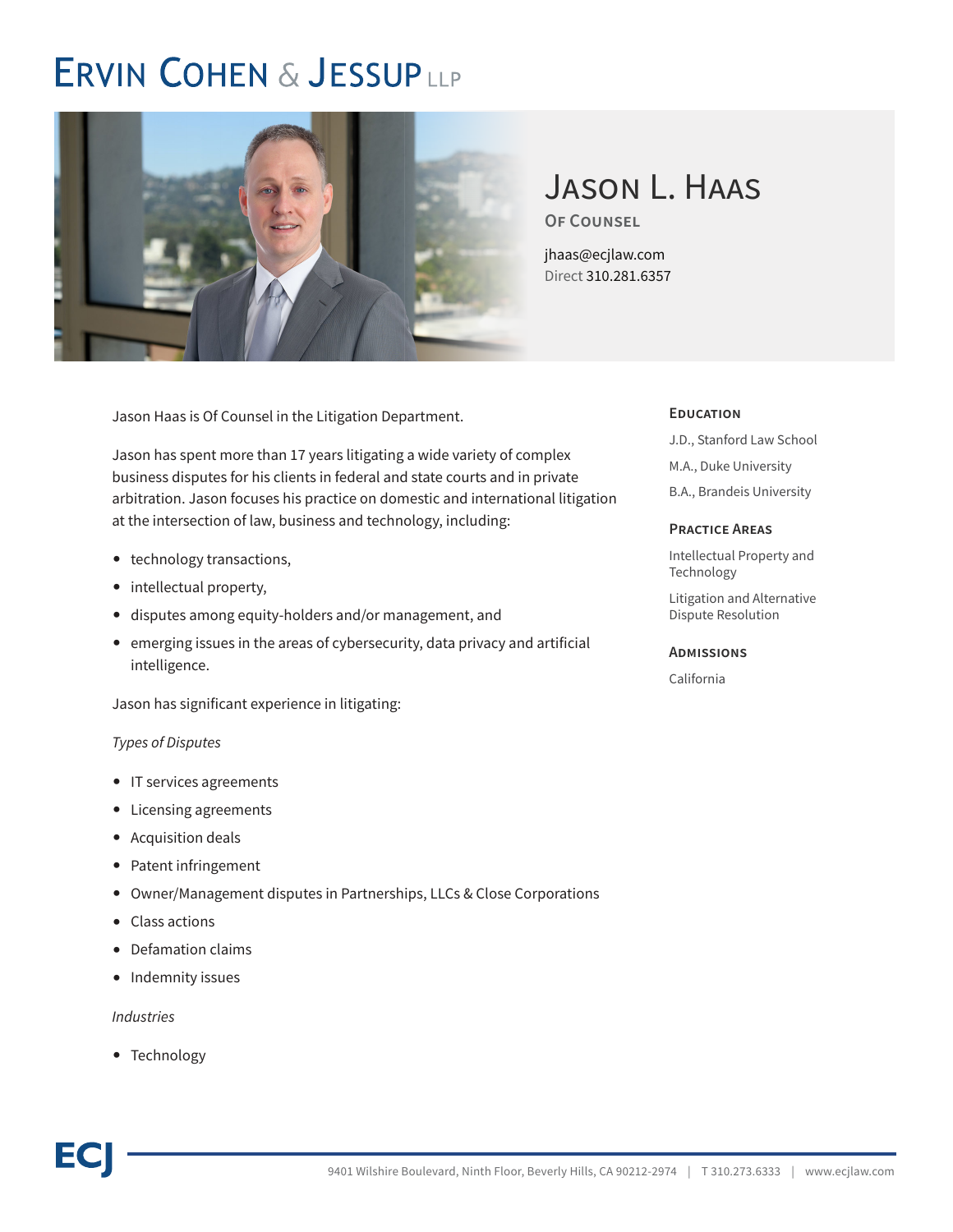# Ervin Cohen & Jessup LLP

## Jason L. Haas

**Of Counsel**

jhaas@ecjlaw.com
Direct 310.281.6357

Jason Haas is Of Counsel in the Litigation Department.

Jason has spent more than 17 years litigating a wide variety of complex business disputes for his clients in federal and state courts and in private arbitration. Jason focuses his practice on domestic and international litigation at the intersection of law, business and technology, including:

- technology transactions,
- intellectual property,
- disputes among equity-holders and/or management, and
- emerging issues in the areas of cybersecurity, data privacy and artificial intelligence.

Jason has significant experience in litigating:

*Types of Disputes*

- IT services agreements
- Licensing agreements
- Acquisition deals
- Patent infringement
- Owner/Management disputes in Partnerships, LLCs & Close Corporations
- Class actions
- Defamation claims
- Indemnity issues

*Industries*

- Technology

### Education

J.D., Stanford Law School

M.A., Duke University

B.A., Brandeis University

### Practice Areas

Intellectual Property and Technology

Litigation and Alternative Dispute Resolution

### Admissions

California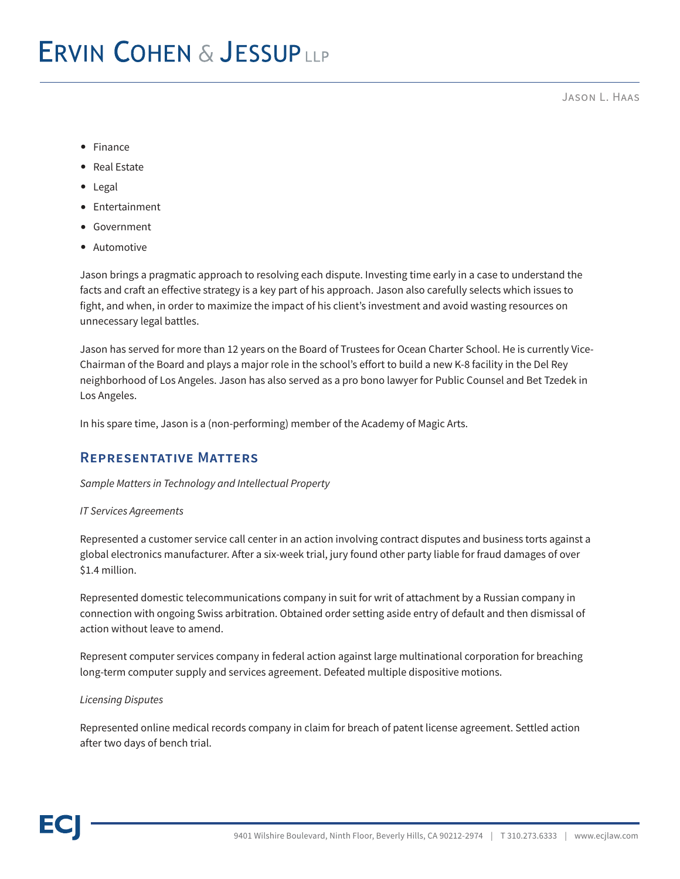- Finance
- Real Estate
- Legal
- Entertainment
- Government
- Automotive

Jason brings a pragmatic approach to resolving each dispute. Investing time early in a case to understand the facts and craft an effective strategy is a key part of his approach. Jason also carefully selects which issues to fight, and when, in order to maximize the impact of his client's investment and avoid wasting resources on unnecessary legal battles.

Jason has served for more than 12 years on the Board of Trustees for Ocean Charter School. He is currently Vice-Chairman of the Board and plays a major role in the school's effort to build a new K-8 facility in the Del Rey neighborhood of Los Angeles. Jason has also served as a pro bono lawyer for Public Counsel and Bet Tzedek in Los Angeles.

In his spare time, Jason is a (non-performing) member of the Academy of Magic Arts.

## Representative Matters

*Sample Matters in Technology and Intellectual Property*

*IT Services Agreements*

Represented a customer service call center in an action involving contract disputes and business torts against a global electronics manufacturer. After a six-week trial, jury found other party liable for fraud damages of over $1.4 million.

Represented domestic telecommunications company in suit for writ of attachment by a Russian company in connection with ongoing Swiss arbitration. Obtained order setting aside entry of default and then dismissal of action without leave to amend.

Represent computer services company in federal action against large multinational corporation for breaching long-term computer supply and services agreement. Defeated multiple dispositive motions.

*Licensing Disputes*

Represented online medical records company in claim for breach of patent license agreement. Settled action after two days of bench trial.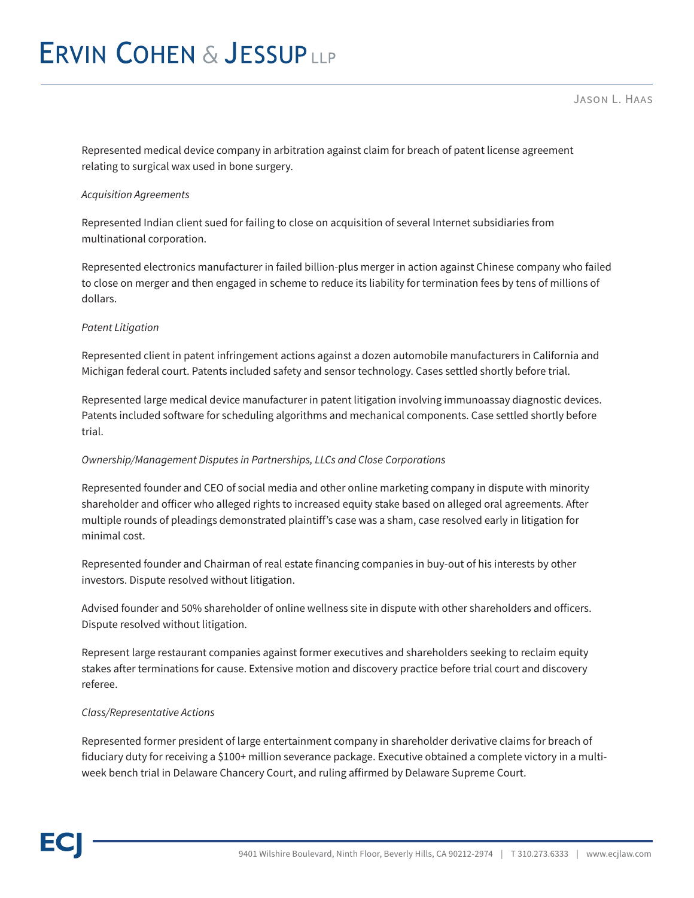Represented medical device company in arbitration against claim for breach of patent license agreement relating to surgical wax used in bone surgery.

*Acquisition Agreements*

Represented Indian client sued for failing to close on acquisition of several Internet subsidiaries from multinational corporation.

Represented electronics manufacturer in failed billion-plus merger in action against Chinese company who failed to close on merger and then engaged in scheme to reduce its liability for termination fees by tens of millions of dollars.

*Patent Litigation*

Represented client in patent infringement actions against a dozen automobile manufacturers in California and Michigan federal court. Patents included safety and sensor technology. Cases settled shortly before trial.

Represented large medical device manufacturer in patent litigation involving immunoassay diagnostic devices. Patents included software for scheduling algorithms and mechanical components. Case settled shortly before trial.

*Ownership/Management Disputes in Partnerships, LLCs and Close Corporations*

Represented founder and CEO of social media and other online marketing company in dispute with minority shareholder and officer who alleged rights to increased equity stake based on alleged oral agreements. After multiple rounds of pleadings demonstrated plaintiff's case was a sham, case resolved early in litigation for minimal cost.

Represented founder and Chairman of real estate financing companies in buy-out of his interests by other investors. Dispute resolved without litigation.

Advised founder and 50% shareholder of online wellness site in dispute with other shareholders and officers. Dispute resolved without litigation.

Represent large restaurant companies against former executives and shareholders seeking to reclaim equity stakes after terminations for cause. Extensive motion and discovery practice before trial court and discovery referee.

*Class/Representative Actions*

Represented former president of large entertainment company in shareholder derivative claims for breach of fiduciary duty for receiving a $100+ million severance package. Executive obtained a complete victory in a multi-week bench trial in Delaware Chancery Court, and ruling affirmed by Delaware Supreme Court.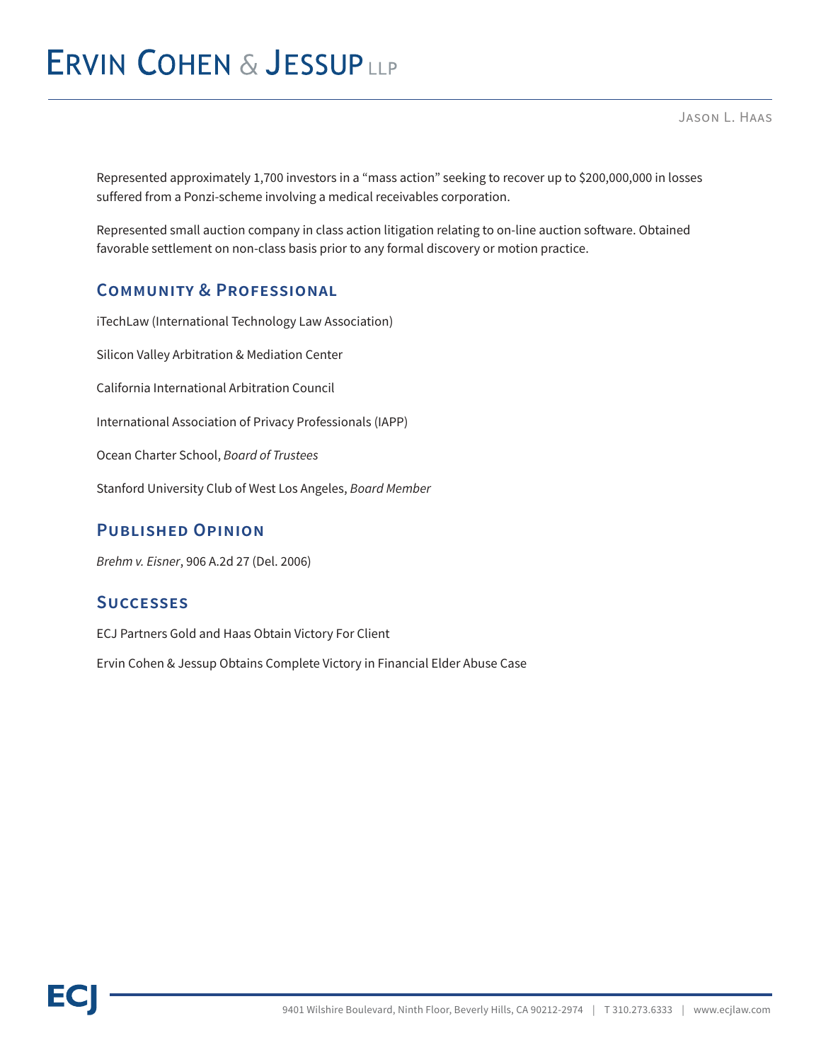Represented approximately 1,700 investors in a "mass action" seeking to recover up to $200,000,000 in losses suffered from a Ponzi-scheme involving a medical receivables corporation.

Represented small auction company in class action litigation relating to on-line auction software. Obtained favorable settlement on non-class basis prior to any formal discovery or motion practice.

## Community & Professional

iTechLaw (International Technology Law Association)

Silicon Valley Arbitration & Mediation Center

California International Arbitration Council

International Association of Privacy Professionals (IAPP)

Ocean Charter School, *Board of Trustees*

Stanford University Club of West Los Angeles, *Board Member*

## Published Opinion

*Brehm v. Eisner*, 906 A.2d 27 (Del. 2006)

## Successes

ECJ Partners Gold and Haas Obtain Victory For Client

Ervin Cohen & Jessup Obtains Complete Victory in Financial Elder Abuse Case